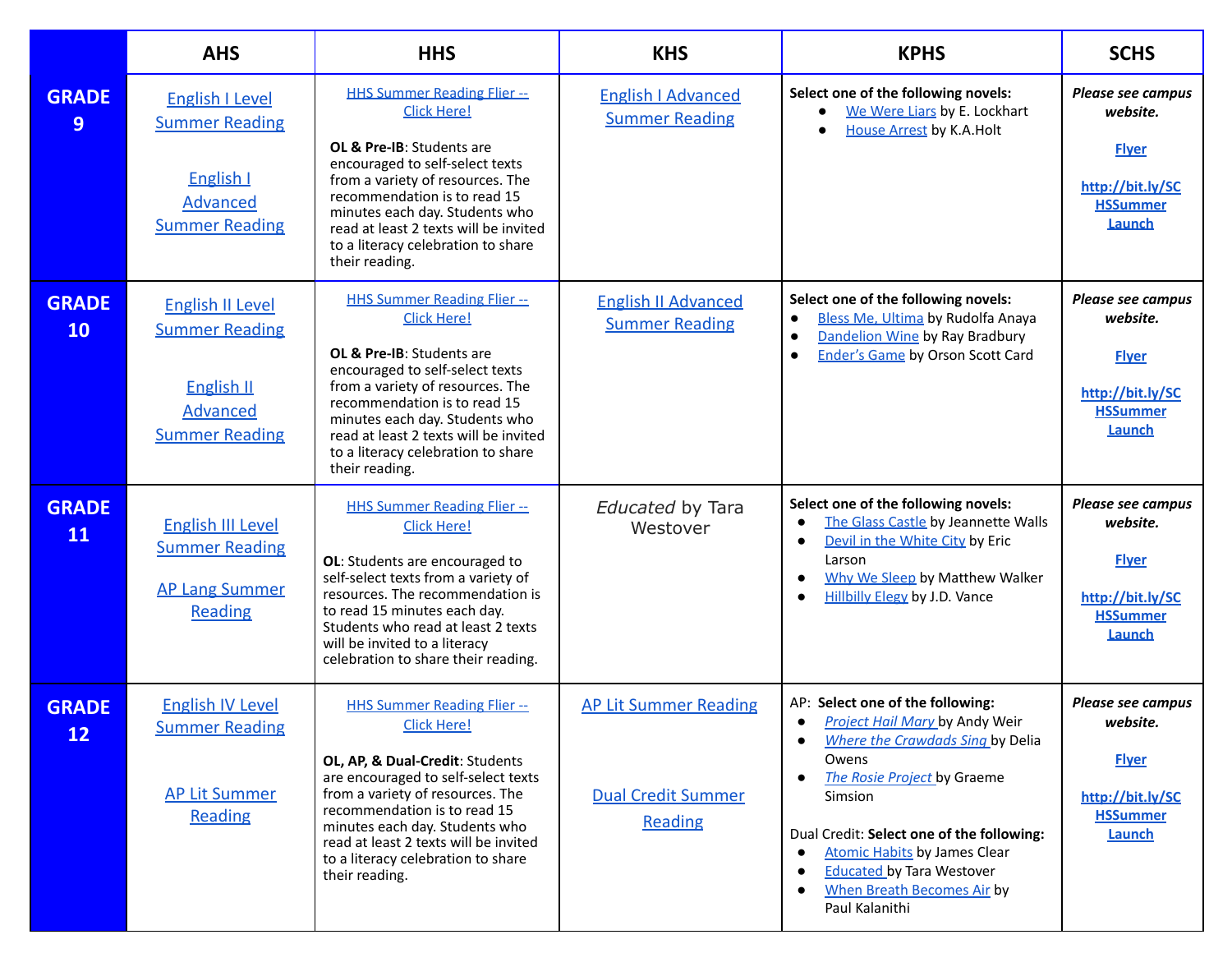| | AHS | HHS | KHS | KPHS | SCHS |
|---|---|---|---|---|---|
| **GRADE 9** | English I Level Summer Reading<br><br>English I Advanced Summer Reading | HHS Summer Reading Flier -- Click Here!<br><br>**OL & Pre-IB**: Students are encouraged to self-select texts from a variety of resources. The recommendation is to read 15 minutes each day. Students who read at least 2 texts will be invited to a literacy celebration to share their reading. | English I Advanced Summer Reading | **Select one of the following novels:**<br>• We Were Liars by E. Lockhart<br>• House Arrest by K.A.Holt | ***Please see campus website.***<br><br>**Flyer**<br><br>**http://bit.ly/SCHSSummerLaunch** |
| **GRADE 10** | English II Level Summer Reading<br><br>English II Advanced Summer Reading | HHS Summer Reading Flier -- Click Here!<br><br>**OL & Pre-IB**: Students are encouraged to self-select texts from a variety of resources. The recommendation is to read 15 minutes each day. Students who read at least 2 texts will be invited to a literacy celebration to share their reading. | English II Advanced Summer Reading | **Select one of the following novels:**<br>• Bless Me, Ultima by Rudolfa Anaya<br>• Dandelion Wine by Ray Bradbury<br>• Ender's Game by Orson Scott Card | ***Please see campus website.***<br><br>**Flyer**<br><br>**http://bit.ly/SCHSSummerLaunch** |
| **GRADE 11** | English III Level Summer Reading<br><br>AP Lang Summer Reading | HHS Summer Reading Flier -- Click Here!<br><br>**OL**: Students are encouraged to self-select texts from a variety of resources. The recommendation is to read 15 minutes each day. Students who read at least 2 texts will be invited to a literacy celebration to share their reading. | *Educated* by Tara Westover | **Select one of the following novels:**<br>• The Glass Castle by Jeannette Walls<br>• Devil in the White City by Eric Larson<br>• Why We Sleep by Matthew Walker<br>• Hillbilly Elegy by J.D. Vance | ***Please see campus website.***<br><br>**Flyer**<br><br>**http://bit.ly/SCHSSummerLaunch** |
| **GRADE 12** | English IV Level Summer Reading<br><br>AP Lit Summer Reading | HHS Summer Reading Flier -- Click Here!<br><br>**OL, AP, & Dual-Credit**: Students are encouraged to self-select texts from a variety of resources. The recommendation is to read 15 minutes each day. Students who read at least 2 texts will be invited to a literacy celebration to share their reading. | AP Lit Summer Reading<br><br>Dual Credit Summer Reading | AP: **Select one of the following:**<br>• *Project Hail Mary* by Andy Weir<br>• *Where the Crawdads Sing* by Delia Owens<br>• *The Rosie Project* by Graeme Simsion<br><br>Dual Credit: **Select one of the following:**<br>• Atomic Habits by James Clear<br>• Educated by Tara Westover<br>• When Breath Becomes Air by Paul Kalanithi | ***Please see campus website.***<br><br>**Flyer**<br><br>**http://bit.ly/SCHSSummerLaunch** |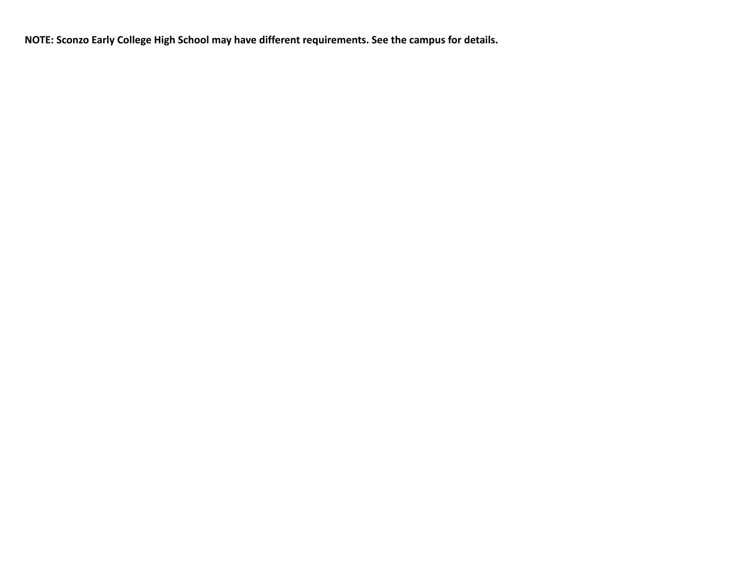**NOTE: Sconzo Early College High School may have different requirements. See the campus for details.**